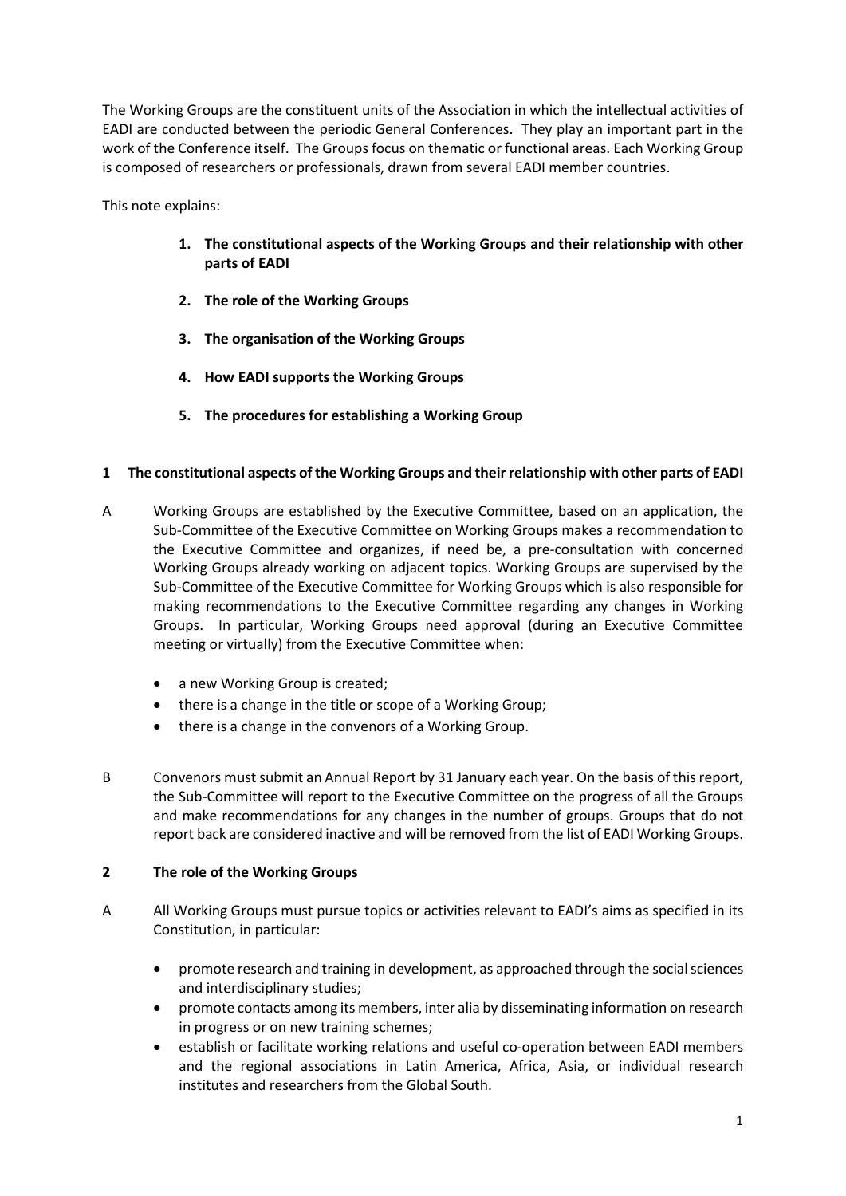The Working Groups are the constituent units of the Association in which the intellectual activities of EADI are conducted between the periodic General Conferences. They play an important part in the work of the Conference itself. The Groups focus on thematic or functional areas. Each Working Group is composed of researchers or professionals, drawn from several EADI member countries.

This note explains:

1. **The constitutional aspects of the Working Groups and their relationship with other parts of EADI**
2. **The role of the Working Groups**
3. **The organisation of the Working Groups**
4. **How EADI supports the Working Groups**
5. **The procedures for establishing a Working Group**

## 1 The constitutional aspects of the Working Groups and their relationship with other parts of EADI

A Working Groups are established by the Executive Committee, based on an application, the Sub-Committee of the Executive Committee on Working Groups makes a recommendation to the Executive Committee and organizes, if need be, a pre-consultation with concerned Working Groups already working on adjacent topics. Working Groups are supervised by the Sub-Committee of the Executive Committee for Working Groups which is also responsible for making recommendations to the Executive Committee regarding any changes in Working Groups. In particular, Working Groups need approval (during an Executive Committee meeting or virtually) from the Executive Committee when:

- a new Working Group is created;
- there is a change in the title or scope of a Working Group;
- there is a change in the convenors of a Working Group.

B Convenors must submit an Annual Report by 31 January each year. On the basis of this report, the Sub-Committee will report to the Executive Committee on the progress of all the Groups and make recommendations for any changes in the number of groups. Groups that do not report back are considered inactive and will be removed from the list of EADI Working Groups.

## 2 The role of the Working Groups

A All Working Groups must pursue topics or activities relevant to EADI's aims as specified in its Constitution, in particular:

- promote research and training in development, as approached through the social sciences and interdisciplinary studies;
- promote contacts among its members, inter alia by disseminating information on research in progress or on new training schemes;
- establish or facilitate working relations and useful co-operation between EADI members and the regional associations in Latin America, Africa, Asia, or individual research institutes and researchers from the Global South.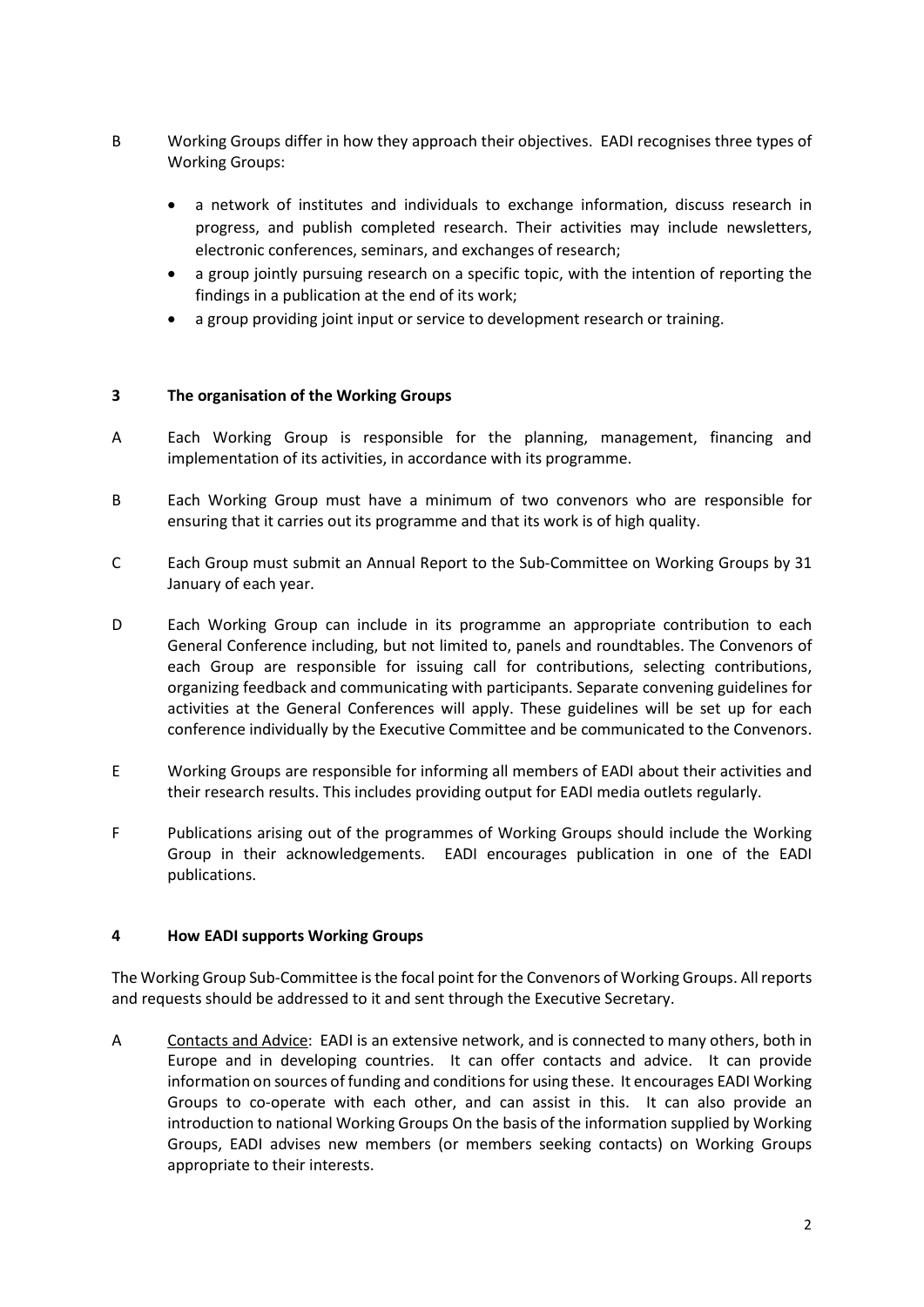B Working Groups differ in how they approach their objectives. EADI recognises three types of Working Groups:

- a network of institutes and individuals to exchange information, discuss research in progress, and publish completed research. Their activities may include newsletters, electronic conferences, seminars, and exchanges of research;
- a group jointly pursuing research on a specific topic, with the intention of reporting the findings in a publication at the end of its work;
- a group providing joint input or service to development research or training.

### 3 The organisation of the Working Groups

A Each Working Group is responsible for the planning, management, financing and implementation of its activities, in accordance with its programme.

B Each Working Group must have a minimum of two convenors who are responsible for ensuring that it carries out its programme and that its work is of high quality.

C Each Group must submit an Annual Report to the Sub-Committee on Working Groups by 31 January of each year.

D Each Working Group can include in its programme an appropriate contribution to each General Conference including, but not limited to, panels and roundtables. The Convenors of each Group are responsible for issuing call for contributions, selecting contributions, organizing feedback and communicating with participants. Separate convening guidelines for activities at the General Conferences will apply. These guidelines will be set up for each conference individually by the Executive Committee and be communicated to the Convenors.

E Working Groups are responsible for informing all members of EADI about their activities and their research results. This includes providing output for EADI media outlets regularly.

F Publications arising out of the programmes of Working Groups should include the Working Group in their acknowledgements. EADI encourages publication in one of the EADI publications.

### 4 How EADI supports Working Groups

The Working Group Sub-Committee is the focal point for the Convenors of Working Groups. All reports and requests should be addressed to it and sent through the Executive Secretary.

A Contacts and Advice: EADI is an extensive network, and is connected to many others, both in Europe and in developing countries. It can offer contacts and advice. It can provide information on sources of funding and conditions for using these. It encourages EADI Working Groups to co-operate with each other, and can assist in this. It can also provide an introduction to national Working Groups On the basis of the information supplied by Working Groups, EADI advises new members (or members seeking contacts) on Working Groups appropriate to their interests.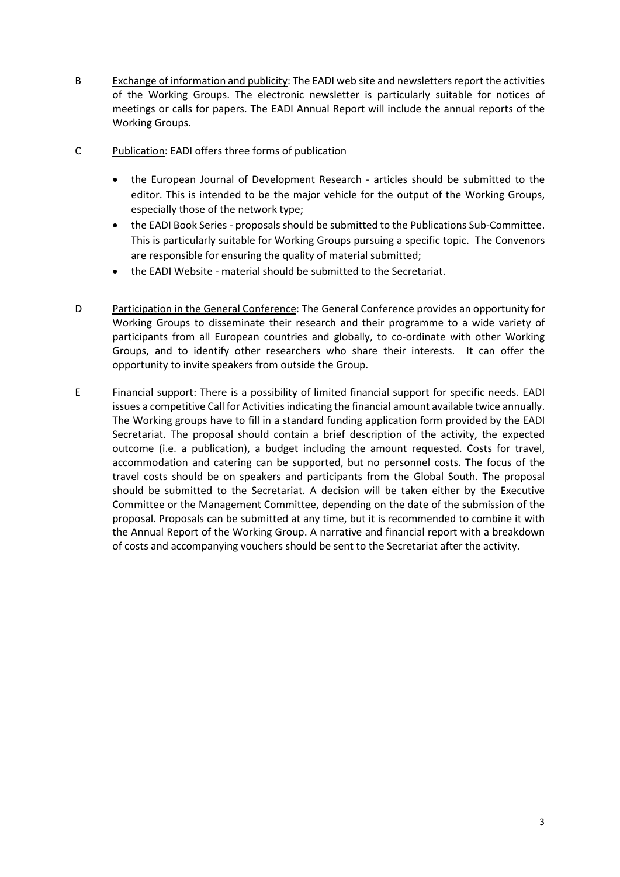B Exchange of information and publicity: The EADI web site and newsletters report the activities of the Working Groups. The electronic newsletter is particularly suitable for notices of meetings or calls for papers. The EADI Annual Report will include the annual reports of the Working Groups.

C Publication: EADI offers three forms of publication

- the European Journal of Development Research - articles should be submitted to the editor. This is intended to be the major vehicle for the output of the Working Groups, especially those of the network type;
- the EADI Book Series - proposals should be submitted to the Publications Sub-Committee. This is particularly suitable for Working Groups pursuing a specific topic. The Convenors are responsible for ensuring the quality of material submitted;
- the EADI Website - material should be submitted to the Secretariat.

D Participation in the General Conference: The General Conference provides an opportunity for Working Groups to disseminate their research and their programme to a wide variety of participants from all European countries and globally, to co-ordinate with other Working Groups, and to identify other researchers who share their interests. It can offer the opportunity to invite speakers from outside the Group.

E Financial support: There is a possibility of limited financial support for specific needs. EADI issues a competitive Call for Activities indicating the financial amount available twice annually. The Working groups have to fill in a standard funding application form provided by the EADI Secretariat. The proposal should contain a brief description of the activity, the expected outcome (i.e. a publication), a budget including the amount requested. Costs for travel, accommodation and catering can be supported, but no personnel costs. The focus of the travel costs should be on speakers and participants from the Global South. The proposal should be submitted to the Secretariat. A decision will be taken either by the Executive Committee or the Management Committee, depending on the date of the submission of the proposal. Proposals can be submitted at any time, but it is recommended to combine it with the Annual Report of the Working Group. A narrative and financial report with a breakdown of costs and accompanying vouchers should be sent to the Secretariat after the activity.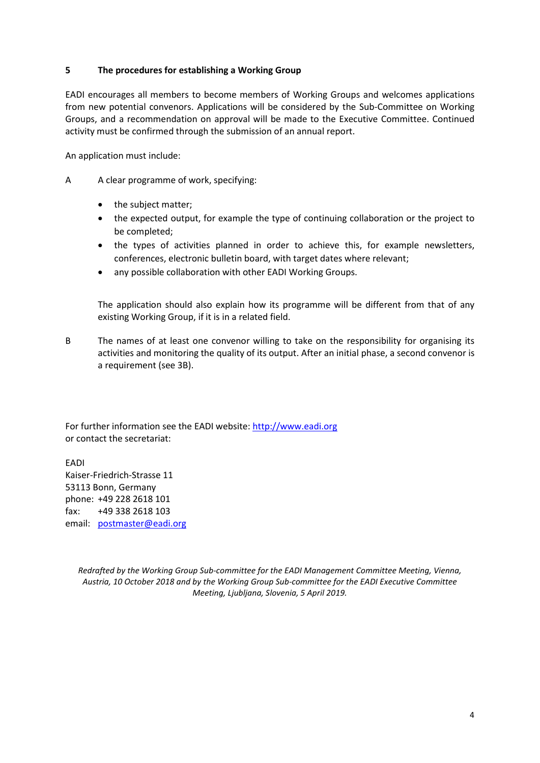## 5 The procedures for establishing a Working Group

EADI encourages all members to become members of Working Groups and welcomes applications from new potential convenors. Applications will be considered by the Sub-Committee on Working Groups, and a recommendation on approval will be made to the Executive Committee. Continued activity must be confirmed through the submission of an annual report.

An application must include:

A A clear programme of work, specifying:

- the subject matter;
- the expected output, for example the type of continuing collaboration or the project to be completed;
- the types of activities planned in order to achieve this, for example newsletters, conferences, electronic bulletin board, with target dates where relevant;
- any possible collaboration with other EADI Working Groups.

The application should also explain how its programme will be different from that of any existing Working Group, if it is in a related field.

B The names of at least one convenor willing to take on the responsibility for organising its activities and monitoring the quality of its output. After an initial phase, a second convenor is a requirement (see 3B).

For further information see the EADI website: http://www.eadi.org
or contact the secretariat:

EADI
Kaiser-Friedrich-Strasse 11
53113 Bonn, Germany
phone: +49 228 2618 101
fax: +49 338 2618 103
email: postmaster@eadi.org

*Redrafted by the Working Group Sub-committee for the EADI Management Committee Meeting, Vienna, Austria, 10 October 2018 and by the Working Group Sub-committee for the EADI Executive Committee Meeting, Ljubljana, Slovenia, 5 April 2019.*